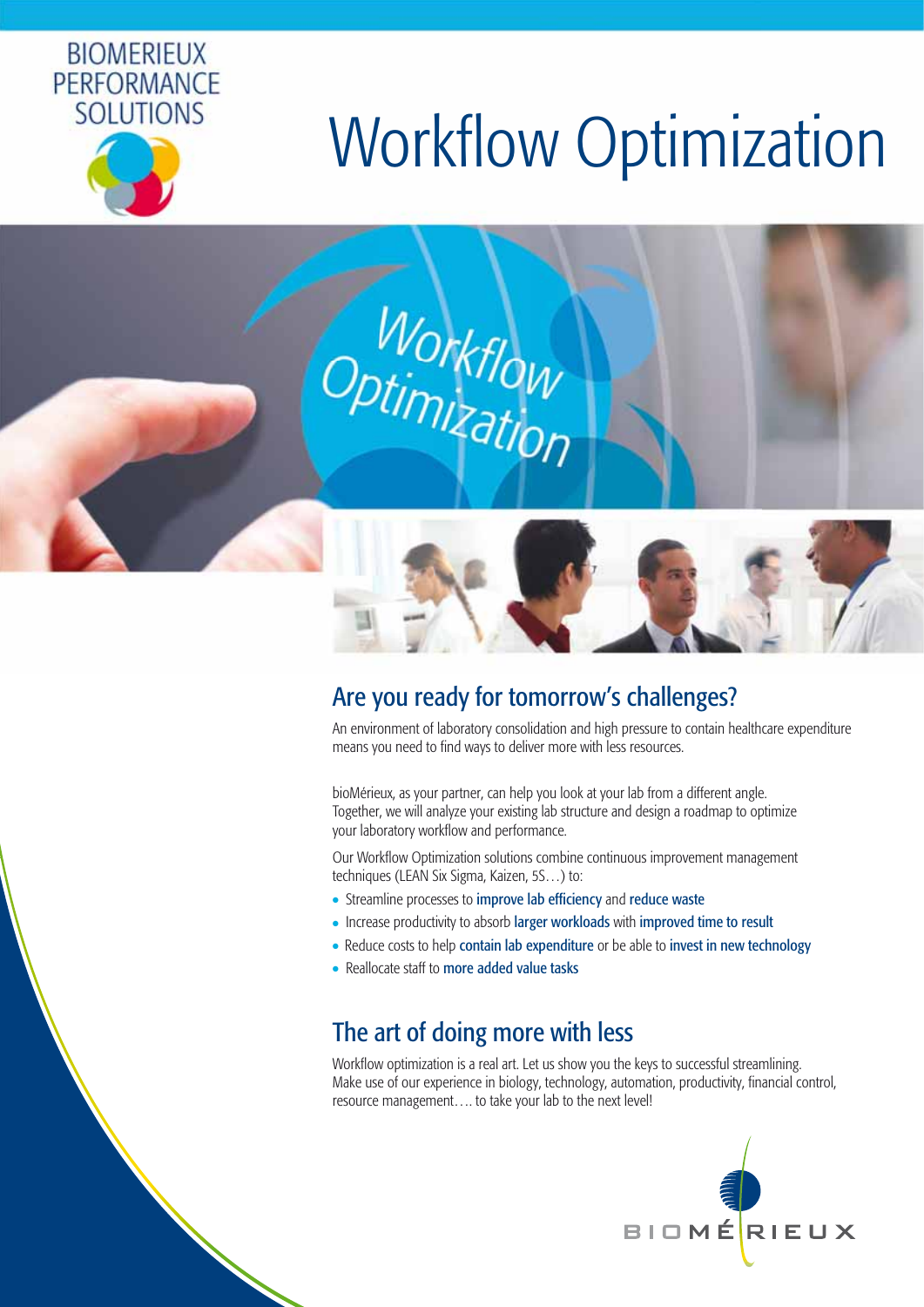BIOMERIEUX PERFORMANCE SOLUTIONS

# Workflow Optimization

## Are you ready for tomorrow's challenges?

An environment of laboratory consolidation and high pressure to contain healthcare expenditure means you need to find ways to deliver more with less resources.

bioMérieux, as your partner, can help you look at your lab from a different angle. Together, we will analyze your existing lab structure and design a roadmap to optimize your laboratory workflow and performance.

Our Workflow Optimization solutions combine continuous improvement management techniques (LEAN Six Sigma, Kaizen, 5S…) to:

- Streamline processes to **improve lab efficiency** and **reduce waste**
- Increase productivity to absorb **larger workloads** with **improved time to result**
- Reduce costs to help **contain lab expenditure** or be able to **invest in new technology**
- Reallocate staff to **more added value tasks**

## The art of doing more with less

Workflow optimization is a real art. Let us show you the keys to successful streamlining. Make use of our experience in biology, technology, automation, productivity, financial control, resource management…. to take your lab to the next level!

BIOMÉRIEUX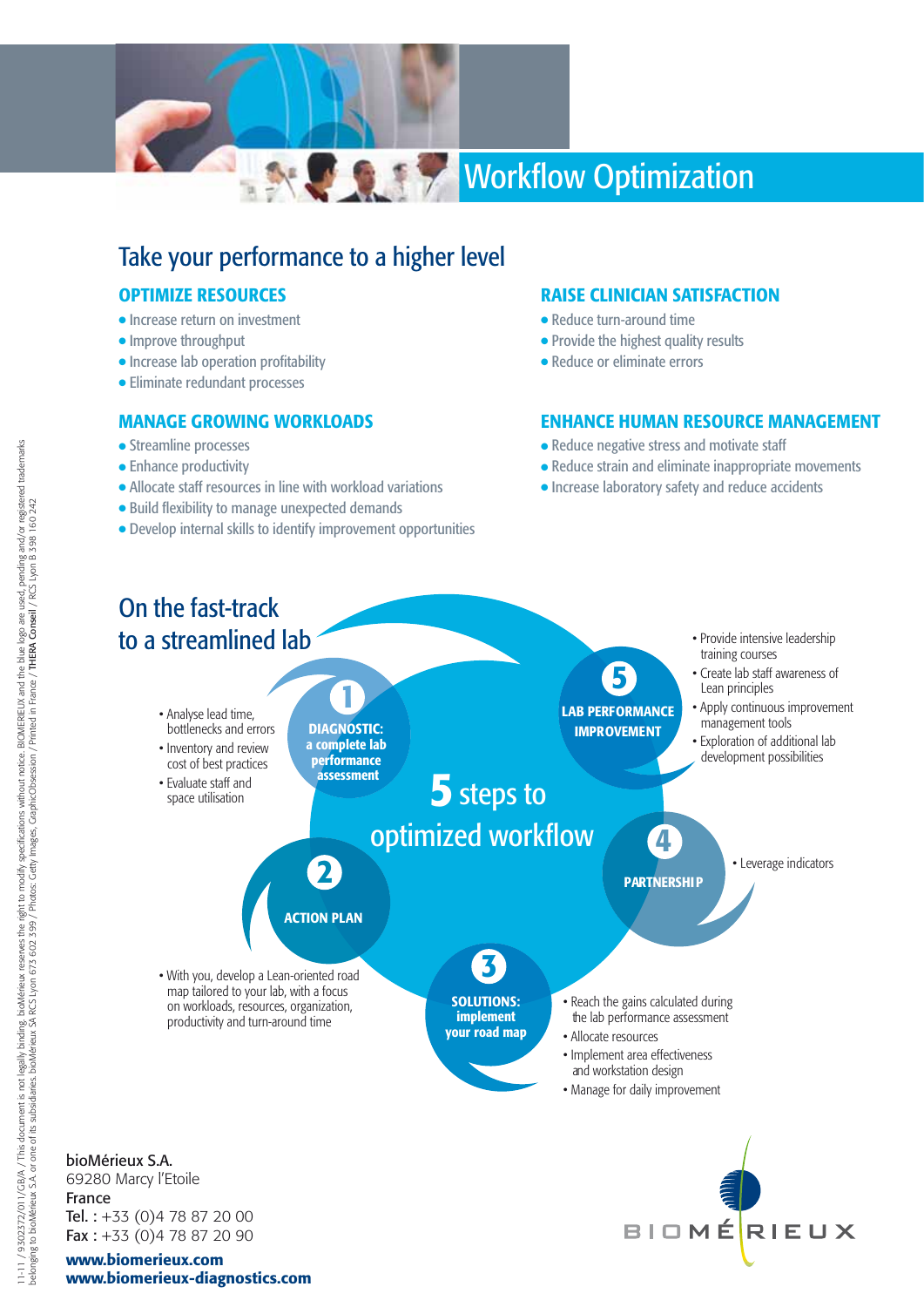# Workflow Optimization

## Take your performance to a higher level

### OPTIMIZE RESOURCES

- Increase return on investment
- Improve throughput
- Increase lab operation profitability
- Eliminate redundant processes

### MANAGE GROWING WORKLOADS

- Streamline processes
- Enhance productivity
- Allocate staff resources in line with workload variations
- Build flexibility to manage unexpected demands
- Develop internal skills to identify improvement opportunities

### RAISE CLINICIAN SATISFACTION

- Reduce turn-around time
- Provide the highest quality results
- Reduce or eliminate errors

### ENHANCE HUMAN RESOURCE MANAGEMENT

- Reduce negative stress and motivate staff
- Reduce strain and eliminate inappropriate movements
- Increase laboratory safety and reduce accidents

## On the fast-track to a streamlined lab

### 5 steps to optimized workflow

**1 DIAGNOSTIC: a complete lab performance assessment**

- Analyse lead time, bottlenecks and errors
- Inventory and review cost of best practices
- Evaluate staff and space utilisation

**2 ACTION PLAN**

- With you, develop a Lean-oriented road map tailored to your lab, with a focus on workloads, resources, organization, productivity and turn-around time

**3 SOLUTIONS: implement your road map**

- Reach the gains calculated during the lab performance assessment
- Allocate resources
- Implement area effectiveness and workstation design
- Manage for daily improvement

**4 PARTNERSHIP**

- Leverage indicators

**5 LAB PERFORMANCE IMPROVEMENT**

- Provide intensive leadership training courses
- Create lab staff awareness of Lean principles
- Apply continuous improvement management tools
- Exploration of additional lab development possibilities

bioMérieux S.A.
69280 Marcy l'Etoile
France
Tel. : +33 (0)4 78 87 20 00
Fax : +33 (0)4 78 87 20 90

**www.biomerieux.com**
**www.biomerieux-diagnostics.com**

BIOMÉRIEUX

11-11 / 9302372/011/GB/A / This document is not legally binding. bioMérieux reserves the right to modify specifications without notice. BIOMERIEUX and the blue logo are used, pending and/or registered trademarks belonging to bioMérieux S.A. or one of its subsidiaries. bioMérieux SA RCS Lyon 673 620 399 / Photos: Getty Images, GraphicObsession / Printed in France / THERA Conseil / RCS Lyon B 398 160 242